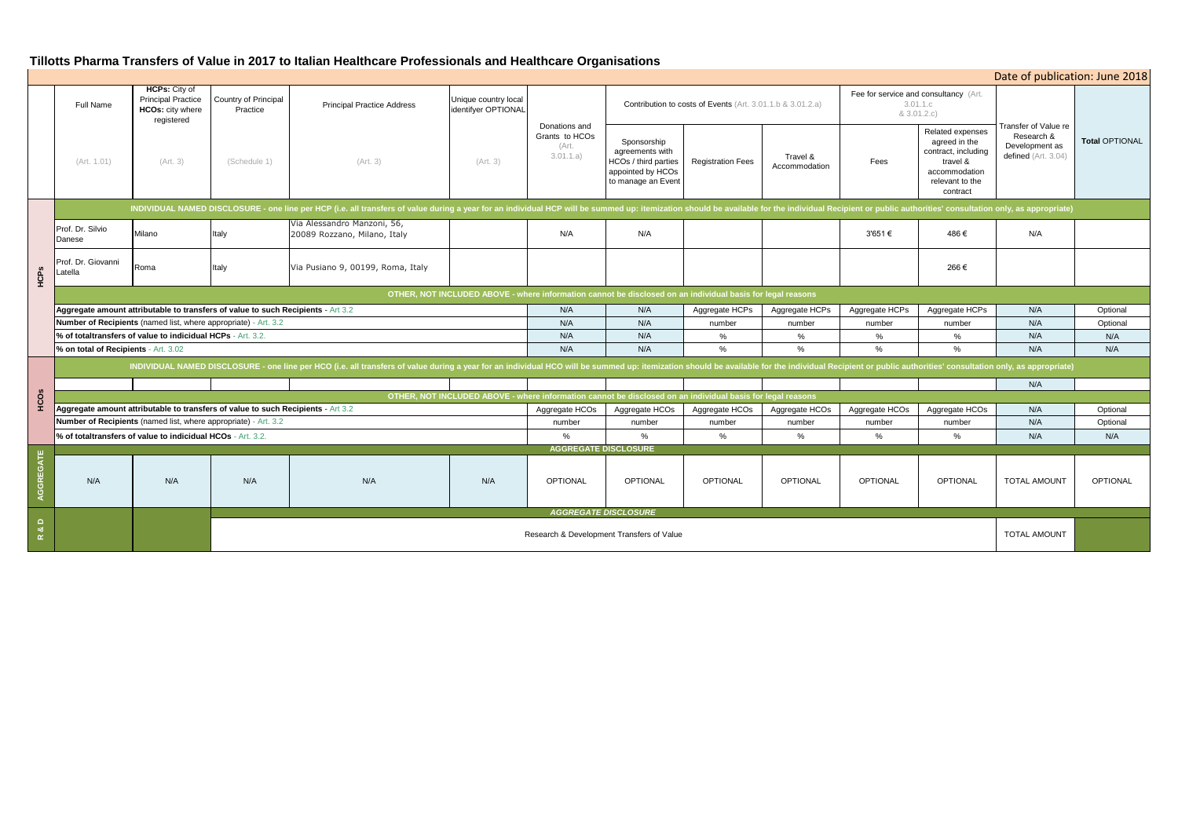# Tillotts Pharma Transfers of Value in 2017 to Italian Healthcare Professionals and Healthcare Organisations

Date of publication: June 2018

| | Full Name | HCPs: City of Principal Practice HCOs: city where registered | Country of Principal Practice | Principal Practice Address | Unique country local identifyer OPTIONAL | Donations and Grants to HCOs (Art. 3.01.1.a) | Contribution to costs of Events (Art. 3.01.1.b & 3.01.2.a) | | | Fee for service and consultancy (Art. 3.01.1.c & 3.01.2.c) | | Transfer of Value re Research & Development as defined (Art. 3.04) | Total OPTIONAL |
|---|---|---|---|---|---|---|---|---|---|---|---|---|---|
| | (Art. 1.01) | (Art. 3) | (Schedule 1) | (Art. 3) | (Art. 3) | | Sponsorship agreements with HCOs / third parties appointed by HCOs to manage an Event | Registration Fees | Travel & Accommodation | Fees | Related expenses agreed in the contract, including travel & accommodation relevant to the contract | | |
| HCPs | INDIVIDUAL NAMED DISCLOSURE - one line per HCP (i.e. all transfers of value during a year for an individual HCP will be summed up: itemization should be available for the individual Recipient or public authorities' consultation only, as appropriate) | | | | | | | | | | | | |
| HCPs | Prof. Dr. Silvio Danese | Milano | Italy | Via Alessandro Manzoni, 56, 20089 Rozzano, Milano, Italy | | N/A | N/A | | | 3'651 € | 486 € | N/A | |
| HCPs | Prof. Dr. Giovanni Latella | Roma | Italy | Via Pusiano 9, 00199, Roma, Italy | | | | | | | 266 € | | |
| HCPs | OTHER, NOT INCLUDED ABOVE - where information cannot be disclosed on an individual basis for legal reasons | | | | | | | | | | | | |
| HCPs | Aggregate amount attributable to transfers of value to such Recipients - Art 3.2 | | | | | N/A | N/A | Aggregate HCPs | Aggregate HCPs | Aggregate HCPs | Aggregate HCPs | N/A | Optional |
| HCPs | Number of Recipients (named list, where appropriate) - Art. 3.2 | | | | | N/A | N/A | number | number | number | number | N/A | Optional |
| HCPs | % of totaltransfers of value to indicidual HCPs - Art. 3.2. | | | | | N/A | N/A | % | % | % | % | N/A | N/A |
| HCPs | % on total of Recipients - Art. 3.02 | | | | | N/A | N/A | % | % | % | % | N/A | N/A |
| HCOs | INDIVIDUAL NAMED DISCLOSURE - one line per HCO (i.e. all transfers of value during a year for an individual HCO will be summed up: itemization should be available for the individual Recipient or public authorities' consultation only, as appropriate) | | | | | | | | | | | | |
| HCOs | | | | | | | | | | | | N/A | |
| HCOs | OTHER, NOT INCLUDED ABOVE - where information cannot be disclosed on an individual basis for legal reasons | | | | | | | | | | | | |
| HCOs | Aggregate amount attributable to transfers of value to such Recipients - Art 3.2 | | | | | Aggregate HCOs | Aggregate HCOs | Aggregate HCOs | Aggregate HCOs | Aggregate HCOs | Aggregate HCOs | N/A | Optional |
| HCOs | Number of Recipients (named list, where appropriate) - Art. 3.2 | | | | | number | number | number | number | number | number | N/A | Optional |
| HCOs | % of totaltransfers of value to indicidual HCOs - Art. 3.2. | | | | | % | % | % | % | % | % | N/A | N/A |
| AGGREGATE | AGGREGATE DISCLOSURE | | | | | | | | | | | | |
| AGGREGATE | N/A | N/A | N/A | N/A | N/A | OPTIONAL | OPTIONAL | OPTIONAL | OPTIONAL | OPTIONAL | OPTIONAL | TOTAL AMOUNT | OPTIONAL |
| R & D | AGGREGATE DISCLOSURE | | | | | | | | | | | | |
| R & D | | | Research & Development Transfers of Value | | | | | | | | | TOTAL AMOUNT | |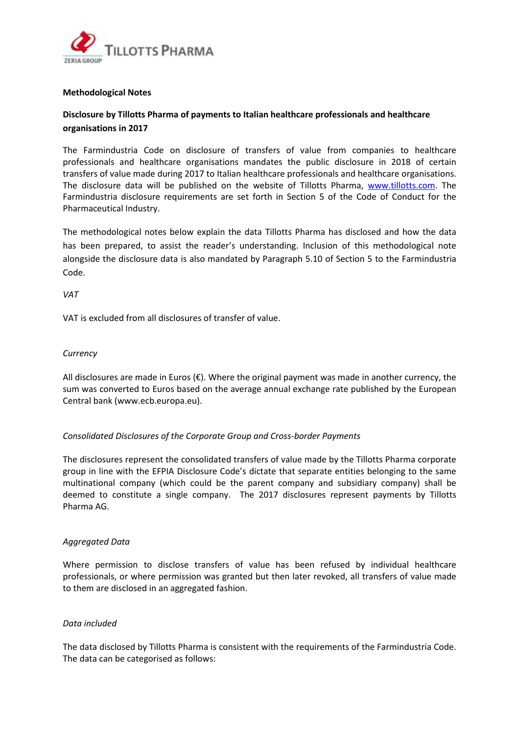**Methodological Notes**

**Disclosure by Tillotts Pharma of payments to Italian healthcare professionals and healthcare organisations in 2017**

The Farmindustria Code on disclosure of transfers of value from companies to healthcare professionals and healthcare organisations mandates the public disclosure in 2018 of certain transfers of value made during 2017 to Italian healthcare professionals and healthcare organisations. The disclosure data will be published on the website of Tillotts Pharma, www.tillotts.com. The Farmindustria disclosure requirements are set forth in Section 5 of the Code of Conduct for the Pharmaceutical Industry.

The methodological notes below explain the data Tillotts Pharma has disclosed and how the data has been prepared, to assist the reader's understanding. Inclusion of this methodological note alongside the disclosure data is also mandated by Paragraph 5.10 of Section 5 to the Farmindustria Code.

*VAT*

VAT is excluded from all disclosures of transfer of value.

*Currency*

All disclosures are made in Euros (€). Where the original payment was made in another currency, the sum was converted to Euros based on the average annual exchange rate published by the European Central bank (www.ecb.europa.eu).

*Consolidated Disclosures of the Corporate Group and Cross-border Payments*

The disclosures represent the consolidated transfers of value made by the Tillotts Pharma corporate group in line with the EFPIA Disclosure Code's dictate that separate entities belonging to the same multinational company (which could be the parent company and subsidiary company) shall be deemed to constitute a single company. The 2017 disclosures represent payments by Tillotts Pharma AG.

*Aggregated Data*

Where permission to disclose transfers of value has been refused by individual healthcare professionals, or where permission was granted but then later revoked, all transfers of value made to them are disclosed in an aggregated fashion.

*Data included*

The data disclosed by Tillotts Pharma is consistent with the requirements of the Farmindustria Code. The data can be categorised as follows: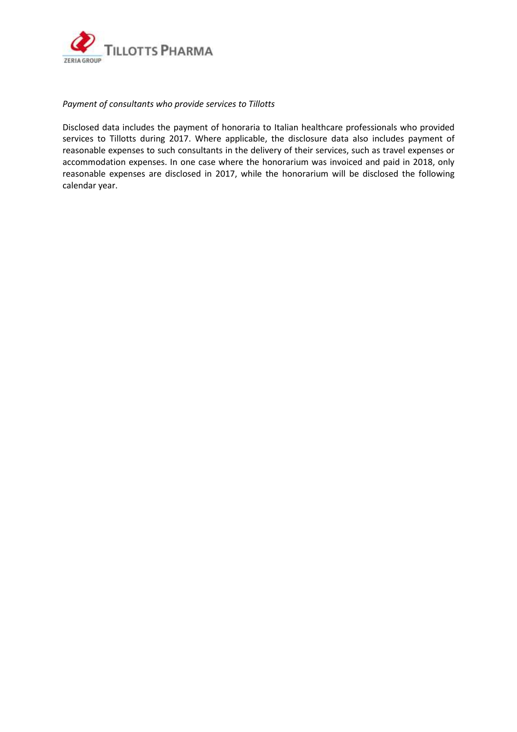*Payment of consultants who provide services to Tillotts*

Disclosed data includes the payment of honoraria to Italian healthcare professionals who provided services to Tillotts during 2017. Where applicable, the disclosure data also includes payment of reasonable expenses to such consultants in the delivery of their services, such as travel expenses or accommodation expenses. In one case where the honorarium was invoiced and paid in 2018, only reasonable expenses are disclosed in 2017, while the honorarium will be disclosed the following calendar year.